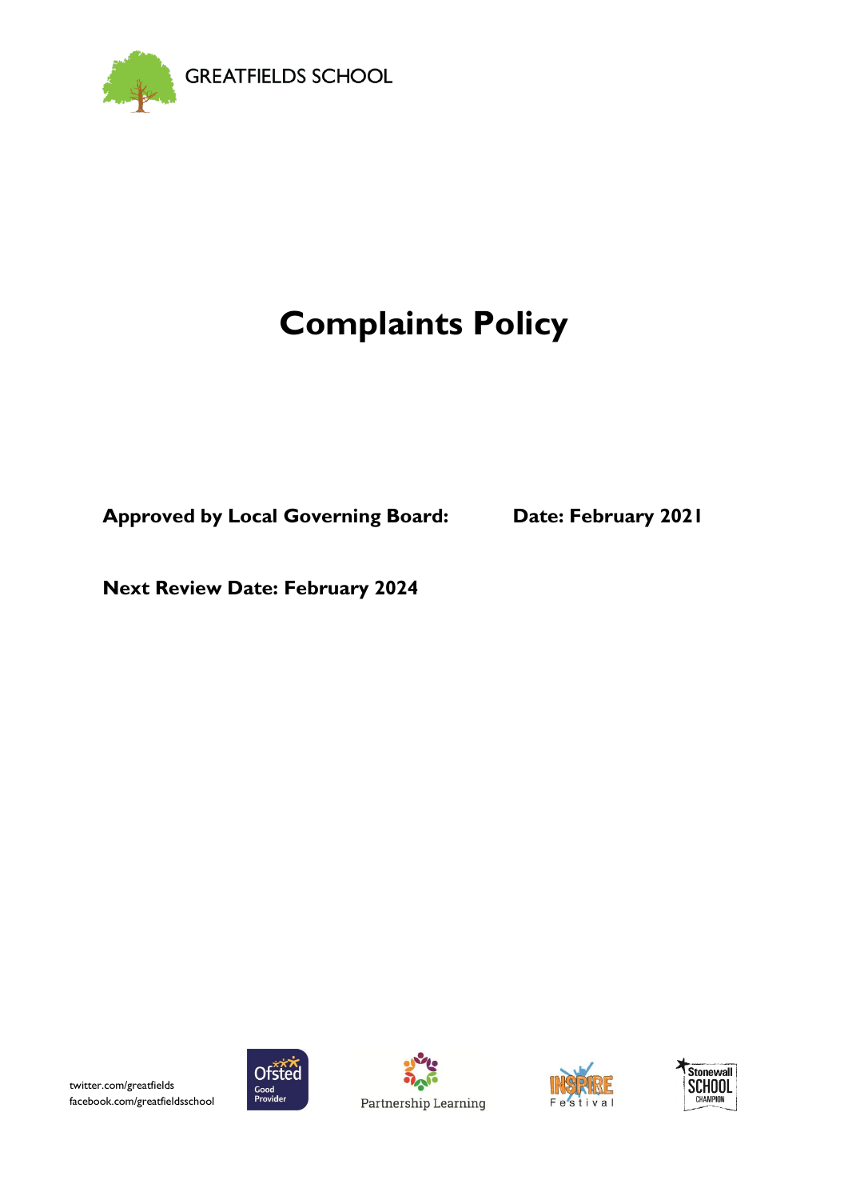GREATFIELDS SCHOOL

# Complaints Policy

**Approved by Local Governing Board:** **Date: February 2021**

**Next Review Date: February 2024**

twitter.com/greatfields
facebook.com/greatfieldsschool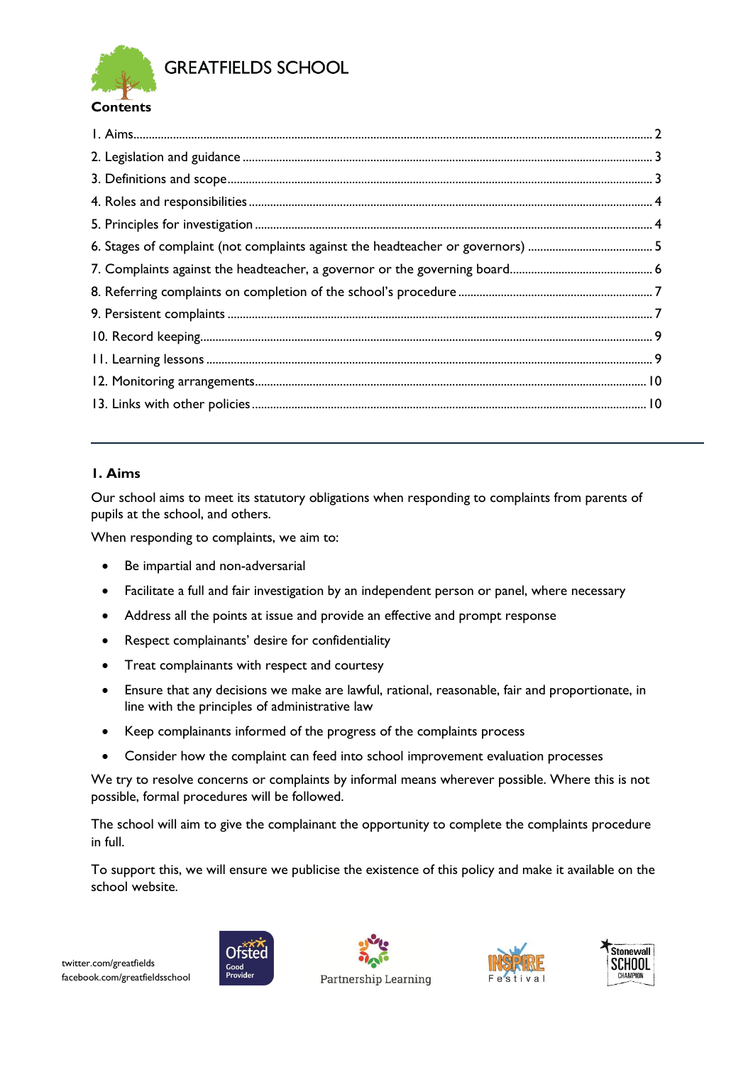# GREATFIELDS SCHOOL

**Contents**

1. Aims ........ 2
2. Legislation and guidance ........ 3
3. Definitions and scope ........ 3
4. Roles and responsibilities ........ 4
5. Principles for investigation ........ 4
6. Stages of complaint (not complaints against the headteacher or governors) ........ 5
7. Complaints against the headteacher, a governor or the governing board ........ 6
8. Referring complaints on completion of the school's procedure ........ 7
9. Persistent complaints ........ 7
10. Record keeping ........ 9
11. Learning lessons ........ 9
12. Monitoring arrangements ........ 10
13. Links with other policies ........ 10

---

## 1. Aims

Our school aims to meet its statutory obligations when responding to complaints from parents of pupils at the school, and others.

When responding to complaints, we aim to:

- Be impartial and non-adversarial
- Facilitate a full and fair investigation by an independent person or panel, where necessary
- Address all the points at issue and provide an effective and prompt response
- Respect complainants' desire for confidentiality
- Treat complainants with respect and courtesy
- Ensure that any decisions we make are lawful, rational, reasonable, fair and proportionate, in line with the principles of administrative law
- Keep complainants informed of the progress of the complaints process
- Consider how the complaint can feed into school improvement evaluation processes

We try to resolve concerns or complaints by informal means wherever possible. Where this is not possible, formal procedures will be followed.

The school will aim to give the complainant the opportunity to complete the complaints procedure in full.

To support this, we will ensure we publicise the existence of this policy and make it available on the school website.

twitter.com/greatfields
facebook.com/greatfieldsschool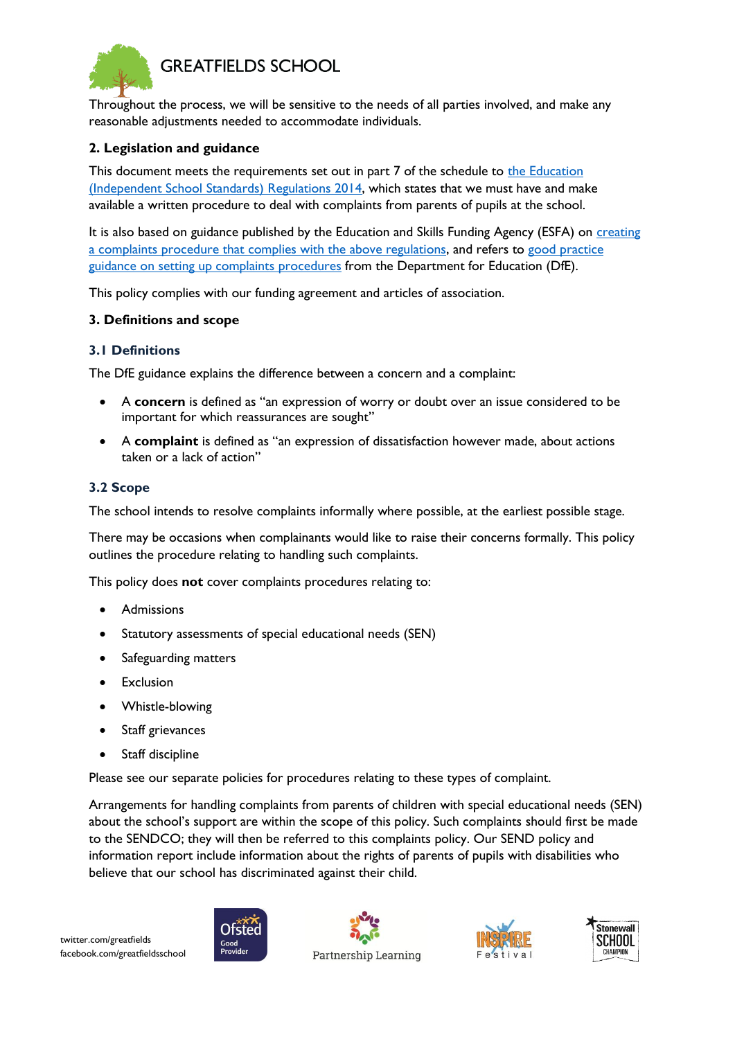Throughout the process, we will be sensitive to the needs of all parties involved, and make any reasonable adjustments needed to accommodate individuals.

**2. Legislation and guidance**

This document meets the requirements set out in part 7 of the schedule to the Education (Independent School Standards) Regulations 2014, which states that we must have and make available a written procedure to deal with complaints from parents of pupils at the school.

It is also based on guidance published by the Education and Skills Funding Agency (ESFA) on creating a complaints procedure that complies with the above regulations, and refers to good practice guidance on setting up complaints procedures from the Department for Education (DfE).

This policy complies with our funding agreement and articles of association.

**3. Definitions and scope**

### 3.1 Definitions

The DfE guidance explains the difference between a concern and a complaint:

- A **concern** is defined as "an expression of worry or doubt over an issue considered to be important for which reassurances are sought"
- A **complaint** is defined as "an expression of dissatisfaction however made, about actions taken or a lack of action"

### 3.2 Scope

The school intends to resolve complaints informally where possible, at the earliest possible stage.

There may be occasions when complainants would like to raise their concerns formally. This policy outlines the procedure relating to handling such complaints.

This policy does **not** cover complaints procedures relating to:

- Admissions
- Statutory assessments of special educational needs (SEN)
- Safeguarding matters
- Exclusion
- Whistle-blowing
- Staff grievances
- Staff discipline

Please see our separate policies for procedures relating to these types of complaint.

Arrangements for handling complaints from parents of children with special educational needs (SEN) about the school's support are within the scope of this policy. Such complaints should first be made to the SENDCO; they will then be referred to this complaints policy. Our SEND policy and information report include information about the rights of parents of pupils with disabilities who believe that our school has discriminated against their child.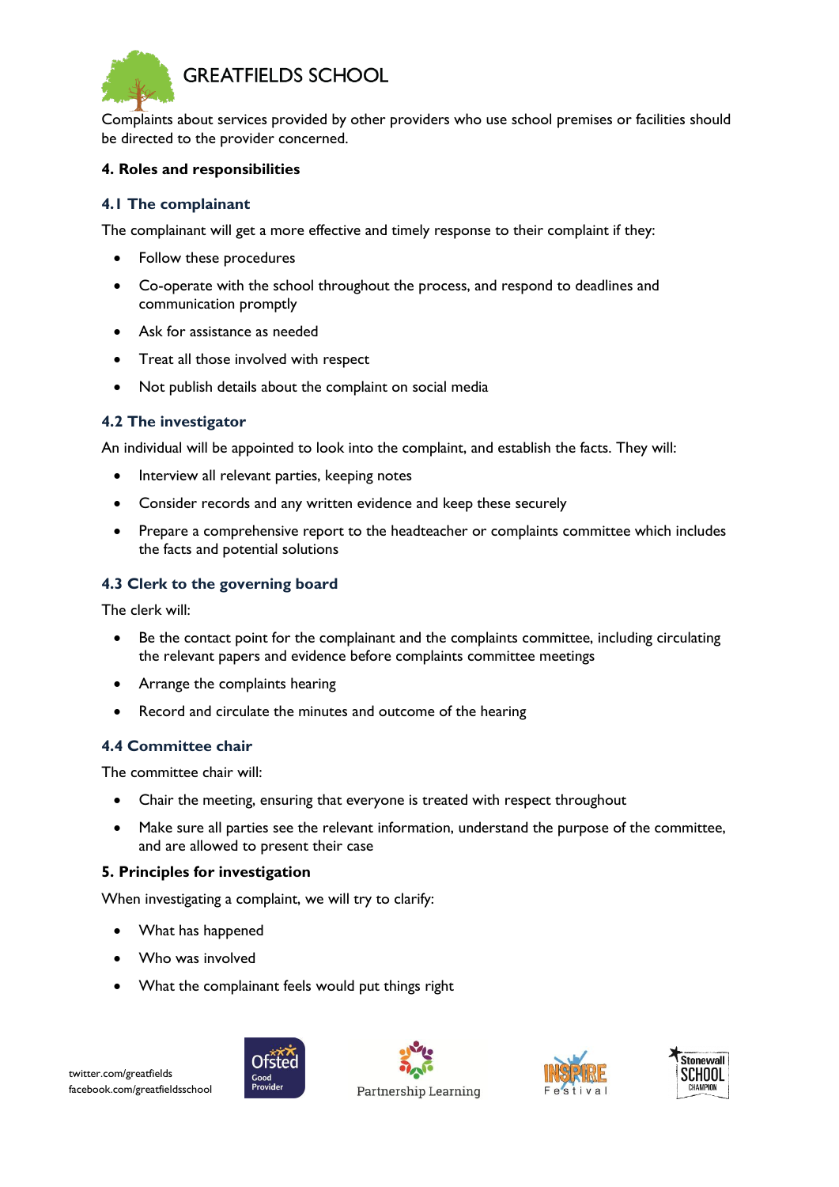Complaints about services provided by other providers who use school premises or facilities should be directed to the provider concerned.

## 4. Roles and responsibilities

### 4.1 The complainant

The complainant will get a more effective and timely response to their complaint if they:

- Follow these procedures
- Co-operate with the school throughout the process, and respond to deadlines and communication promptly
- Ask for assistance as needed
- Treat all those involved with respect
- Not publish details about the complaint on social media

### 4.2 The investigator

An individual will be appointed to look into the complaint, and establish the facts. They will:

- Interview all relevant parties, keeping notes
- Consider records and any written evidence and keep these securely
- Prepare a comprehensive report to the headteacher or complaints committee which includes the facts and potential solutions

### 4.3 Clerk to the governing board

The clerk will:

- Be the contact point for the complainant and the complaints committee, including circulating the relevant papers and evidence before complaints committee meetings
- Arrange the complaints hearing
- Record and circulate the minutes and outcome of the hearing

### 4.4 Committee chair

The committee chair will:

- Chair the meeting, ensuring that everyone is treated with respect throughout
- Make sure all parties see the relevant information, understand the purpose of the committee, and are allowed to present their case

## 5. Principles for investigation

When investigating a complaint, we will try to clarify:

- What has happened
- Who was involved
- What the complainant feels would put things right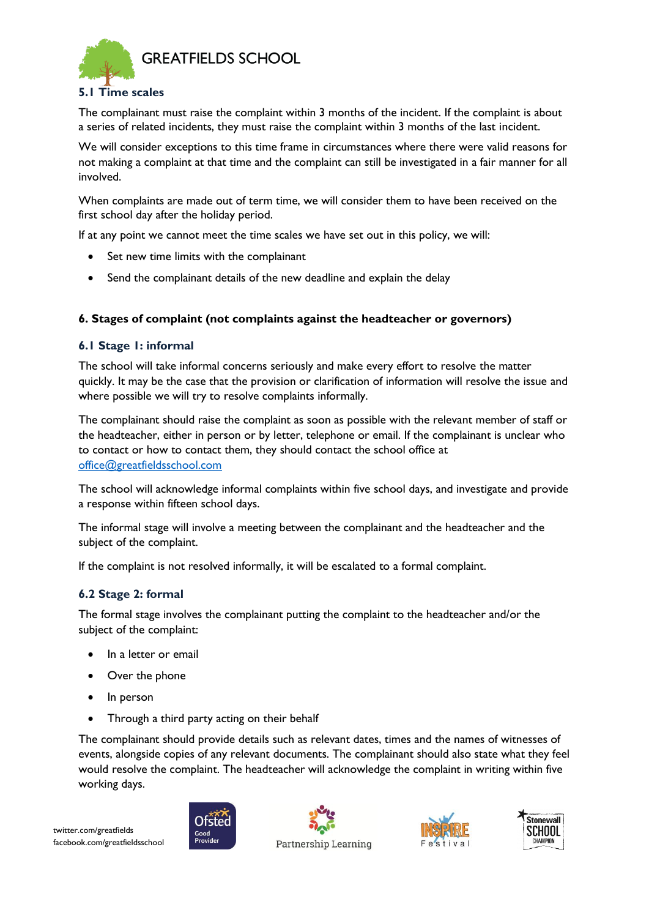### 5.1 Time scales

The complainant must raise the complaint within 3 months of the incident. If the complaint is about a series of related incidents, they must raise the complaint within 3 months of the last incident.

We will consider exceptions to this time frame in circumstances where there were valid reasons for not making a complaint at that time and the complaint can still be investigated in a fair manner for all involved.

When complaints are made out of term time, we will consider them to have been received on the first school day after the holiday period.

If at any point we cannot meet the time scales we have set out in this policy, we will:

- Set new time limits with the complainant
- Send the complainant details of the new deadline and explain the delay

## 6. Stages of complaint (not complaints against the headteacher or governors)

### 6.1 Stage 1: informal

The school will take informal concerns seriously and make every effort to resolve the matter quickly. It may be the case that the provision or clarification of information will resolve the issue and where possible we will try to resolve complaints informally.

The complainant should raise the complaint as soon as possible with the relevant member of staff or the headteacher, either in person or by letter, telephone or email. If the complainant is unclear who to contact or how to contact them, they should contact the school office at office@greatfieldsschool.com

The school will acknowledge informal complaints within five school days, and investigate and provide a response within fifteen school days.

The informal stage will involve a meeting between the complainant and the headteacher and the subject of the complaint.

If the complaint is not resolved informally, it will be escalated to a formal complaint.

### 6.2 Stage 2: formal

The formal stage involves the complainant putting the complaint to the headteacher and/or the subject of the complaint:

- In a letter or email
- Over the phone
- In person
- Through a third party acting on their behalf

The complainant should provide details such as relevant dates, times and the names of witnesses of events, alongside copies of any relevant documents. The complainant should also state what they feel would resolve the complaint. The headteacher will acknowledge the complaint in writing within five working days.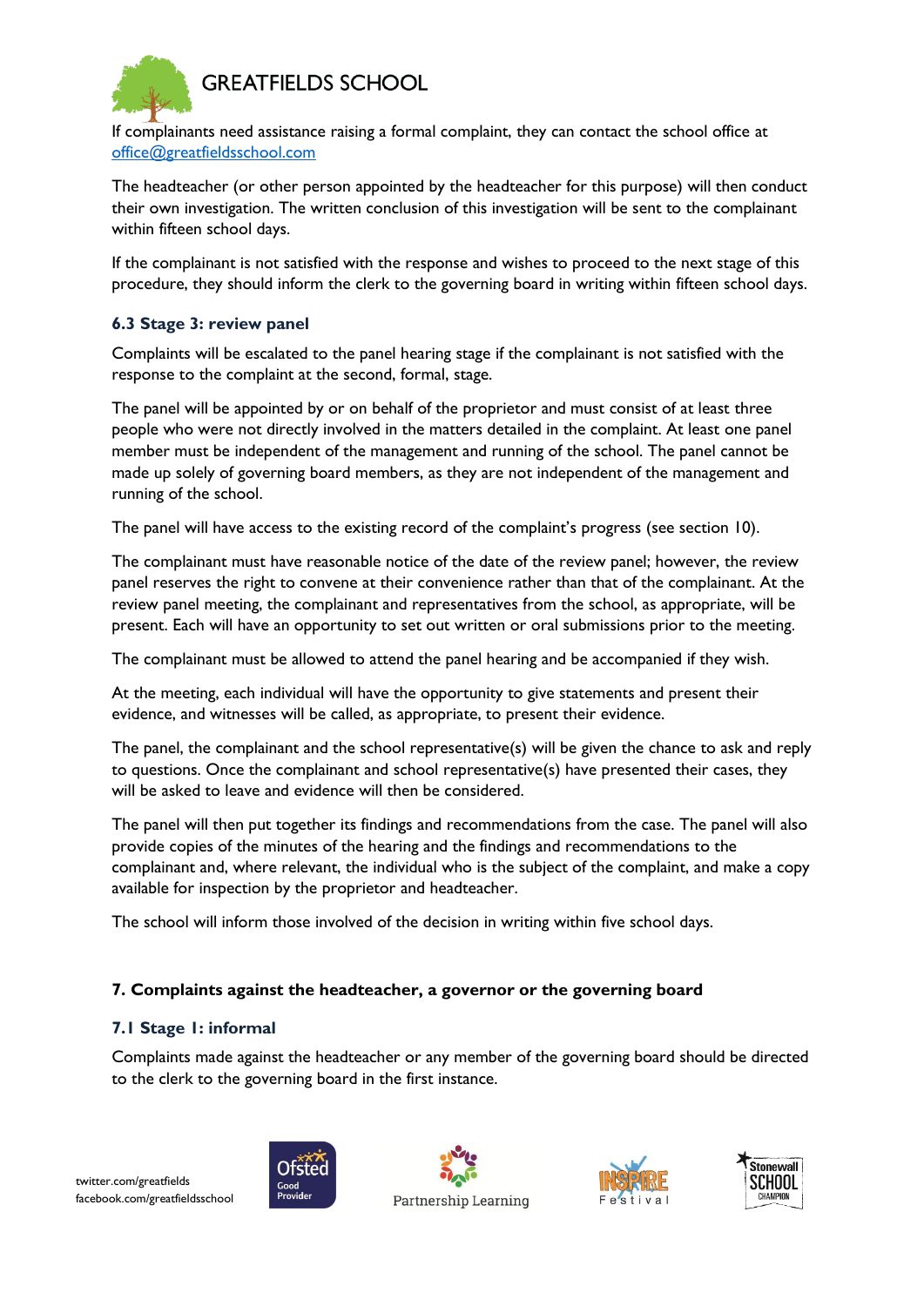If complainants need assistance raising a formal complaint, they can contact the school office at office@greatfieldsschool.com

The headteacher (or other person appointed by the headteacher for this purpose) will then conduct their own investigation. The written conclusion of this investigation will be sent to the complainant within fifteen school days.

If the complainant is not satisfied with the response and wishes to proceed to the next stage of this procedure, they should inform the clerk to the governing board in writing within fifteen school days.

### 6.3 Stage 3: review panel

Complaints will be escalated to the panel hearing stage if the complainant is not satisfied with the response to the complaint at the second, formal, stage.

The panel will be appointed by or on behalf of the proprietor and must consist of at least three people who were not directly involved in the matters detailed in the complaint. At least one panel member must be independent of the management and running of the school. The panel cannot be made up solely of governing board members, as they are not independent of the management and running of the school.

The panel will have access to the existing record of the complaint's progress (see section 10).

The complainant must have reasonable notice of the date of the review panel; however, the review panel reserves the right to convene at their convenience rather than that of the complainant. At the review panel meeting, the complainant and representatives from the school, as appropriate, will be present. Each will have an opportunity to set out written or oral submissions prior to the meeting.

The complainant must be allowed to attend the panel hearing and be accompanied if they wish.

At the meeting, each individual will have the opportunity to give statements and present their evidence, and witnesses will be called, as appropriate, to present their evidence.

The panel, the complainant and the school representative(s) will be given the chance to ask and reply to questions. Once the complainant and school representative(s) have presented their cases, they will be asked to leave and evidence will then be considered.

The panel will then put together its findings and recommendations from the case. The panel will also provide copies of the minutes of the hearing and the findings and recommendations to the complainant and, where relevant, the individual who is the subject of the complaint, and make a copy available for inspection by the proprietor and headteacher.

The school will inform those involved of the decision in writing within five school days.

## 7. Complaints against the headteacher, a governor or the governing board

### 7.1 Stage 1: informal

Complaints made against the headteacher or any member of the governing board should be directed to the clerk to the governing board in the first instance.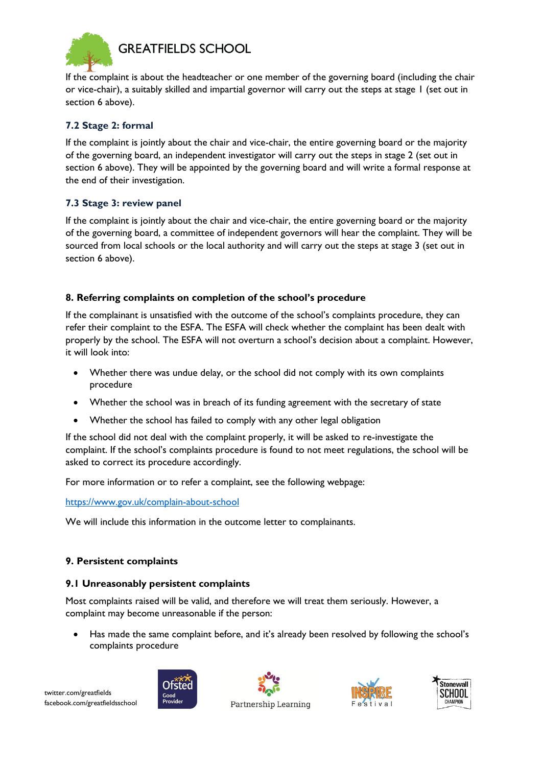If the complaint is about the headteacher or one member of the governing board (including the chair or vice-chair), a suitably skilled and impartial governor will carry out the steps at stage 1 (set out in section 6 above).

### 7.2 Stage 2: formal

If the complaint is jointly about the chair and vice-chair, the entire governing board or the majority of the governing board, an independent investigator will carry out the steps in stage 2 (set out in section 6 above). They will be appointed by the governing board and will write a formal response at the end of their investigation.

### 7.3 Stage 3: review panel

If the complaint is jointly about the chair and vice-chair, the entire governing board or the majority of the governing board, a committee of independent governors will hear the complaint. They will be sourced from local schools or the local authority and will carry out the steps at stage 3 (set out in section 6 above).

## 8. Referring complaints on completion of the school's procedure

If the complainant is unsatisfied with the outcome of the school's complaints procedure, they can refer their complaint to the ESFA. The ESFA will check whether the complaint has been dealt with properly by the school. The ESFA will not overturn a school's decision about a complaint. However, it will look into:

- Whether there was undue delay, or the school did not comply with its own complaints procedure
- Whether the school was in breach of its funding agreement with the secretary of state
- Whether the school has failed to comply with any other legal obligation

If the school did not deal with the complaint properly, it will be asked to re-investigate the complaint. If the school's complaints procedure is found to not meet regulations, the school will be asked to correct its procedure accordingly.

For more information or to refer a complaint, see the following webpage:

https://www.gov.uk/complain-about-school

We will include this information in the outcome letter to complainants.

## 9. Persistent complaints

### 9.1 Unreasonably persistent complaints

Most complaints raised will be valid, and therefore we will treat them seriously. However, a complaint may become unreasonable if the person:

- Has made the same complaint before, and it's already been resolved by following the school's complaints procedure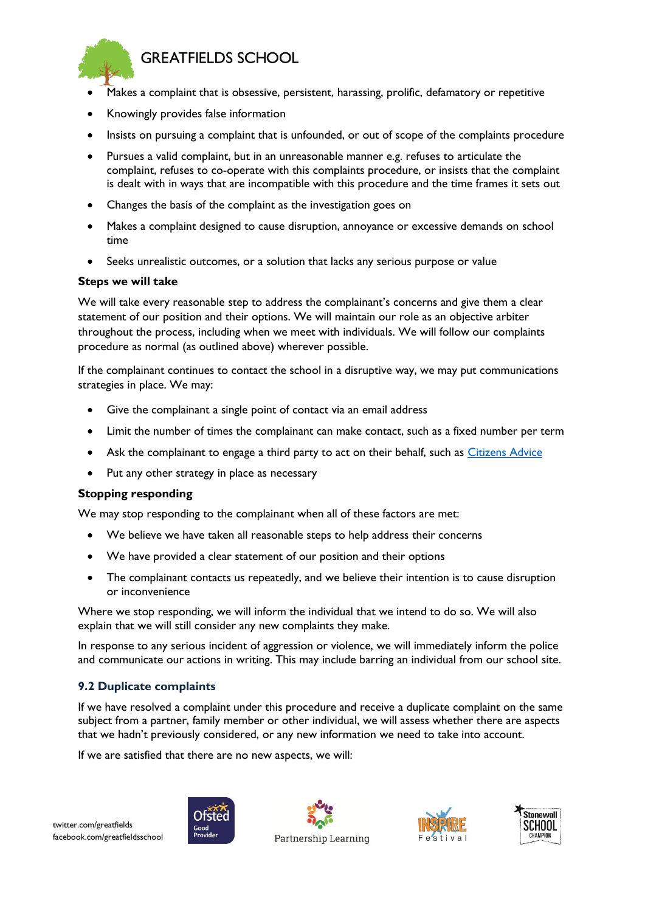- Makes a complaint that is obsessive, persistent, harassing, prolific, defamatory or repetitive
- Knowingly provides false information
- Insists on pursuing a complaint that is unfounded, or out of scope of the complaints procedure
- Pursues a valid complaint, but in an unreasonable manner e.g. refuses to articulate the complaint, refuses to co-operate with this complaints procedure, or insists that the complaint is dealt with in ways that are incompatible with this procedure and the time frames it sets out
- Changes the basis of the complaint as the investigation goes on
- Makes a complaint designed to cause disruption, annoyance or excessive demands on school time
- Seeks unrealistic outcomes, or a solution that lacks any serious purpose or value

**Steps we will take**

We will take every reasonable step to address the complainant's concerns and give them a clear statement of our position and their options. We will maintain our role as an objective arbiter throughout the process, including when we meet with individuals. We will follow our complaints procedure as normal (as outlined above) wherever possible.

If the complainant continues to contact the school in a disruptive way, we may put communications strategies in place. We may:

- Give the complainant a single point of contact via an email address
- Limit the number of times the complainant can make contact, such as a fixed number per term
- Ask the complainant to engage a third party to act on their behalf, such as [Citizens Advice]
- Put any other strategy in place as necessary

**Stopping responding**

We may stop responding to the complainant when all of these factors are met:

- We believe we have taken all reasonable steps to help address their concerns
- We have provided a clear statement of our position and their options
- The complainant contacts us repeatedly, and we believe their intention is to cause disruption or inconvenience

Where we stop responding, we will inform the individual that we intend to do so. We will also explain that we will still consider any new complaints they make.

In response to any serious incident of aggression or violence, we will immediately inform the police and communicate our actions in writing. This may include barring an individual from our school site.

### 9.2 Duplicate complaints

If we have resolved a complaint under this procedure and receive a duplicate complaint on the same subject from a partner, family member or other individual, we will assess whether there are aspects that we hadn't previously considered, or any new information we need to take into account.

If we are satisfied that there are no new aspects, we will: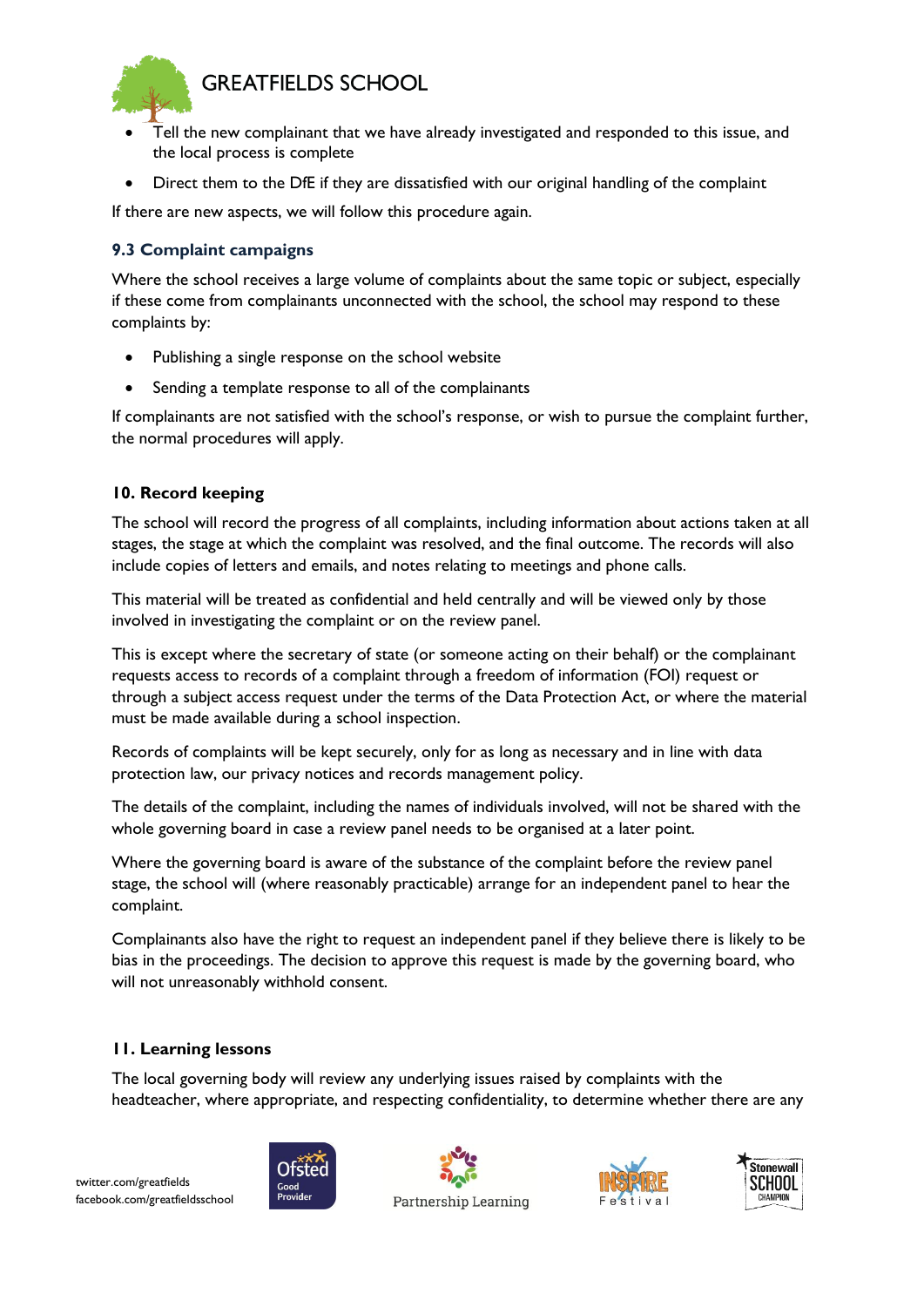- Tell the new complainant that we have already investigated and responded to this issue, and the local process is complete
- Direct them to the DfE if they are dissatisfied with our original handling of the complaint

If there are new aspects, we will follow this procedure again.

### 9.3 Complaint campaigns

Where the school receives a large volume of complaints about the same topic or subject, especially if these come from complainants unconnected with the school, the school may respond to these complaints by:

- Publishing a single response on the school website
- Sending a template response to all of the complainants

If complainants are not satisfied with the school's response, or wish to pursue the complaint further, the normal procedures will apply.

## 10. Record keeping

The school will record the progress of all complaints, including information about actions taken at all stages, the stage at which the complaint was resolved, and the final outcome. The records will also include copies of letters and emails, and notes relating to meetings and phone calls.

This material will be treated as confidential and held centrally and will be viewed only by those involved in investigating the complaint or on the review panel.

This is except where the secretary of state (or someone acting on their behalf) or the complainant requests access to records of a complaint through a freedom of information (FOI) request or through a subject access request under the terms of the Data Protection Act, or where the material must be made available during a school inspection.

Records of complaints will be kept securely, only for as long as necessary and in line with data protection law, our privacy notices and records management policy.

The details of the complaint, including the names of individuals involved, will not be shared with the whole governing board in case a review panel needs to be organised at a later point.

Where the governing board is aware of the substance of the complaint before the review panel stage, the school will (where reasonably practicable) arrange for an independent panel to hear the complaint.

Complainants also have the right to request an independent panel if they believe there is likely to be bias in the proceedings. The decision to approve this request is made by the governing board, who will not unreasonably withhold consent.

## 11. Learning lessons

The local governing body will review any underlying issues raised by complaints with the headteacher, where appropriate, and respecting confidentiality, to determine whether there are any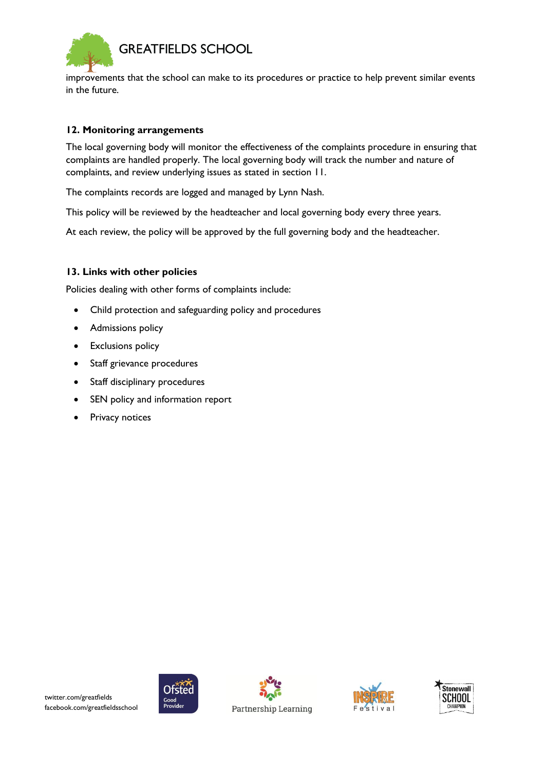improvements that the school can make to its procedures or practice to help prevent similar events in the future.

## 12. Monitoring arrangements

The local governing body will monitor the effectiveness of the complaints procedure in ensuring that complaints are handled properly. The local governing body will track the number and nature of complaints, and review underlying issues as stated in section 11.

The complaints records are logged and managed by Lynn Nash.

This policy will be reviewed by the headteacher and local governing body every three years.

At each review, the policy will be approved by the full governing body and the headteacher.

## 13. Links with other policies

Policies dealing with other forms of complaints include:

- Child protection and safeguarding policy and procedures
- Admissions policy
- Exclusions policy
- Staff grievance procedures
- Staff disciplinary procedures
- SEN policy and information report
- Privacy notices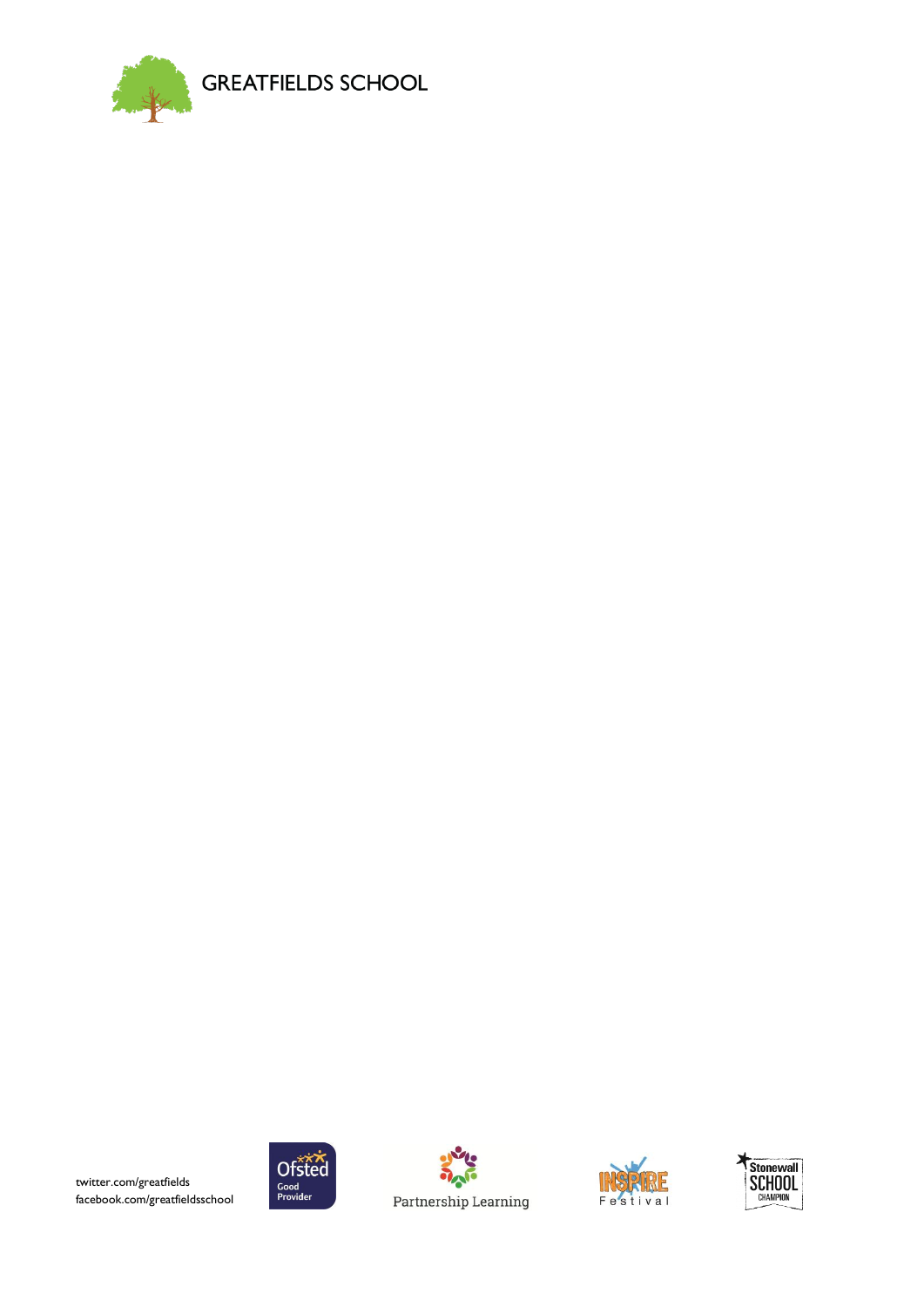GREATFIELDS SCHOOL

twitter.com/greatfields
facebook.com/greatfieldsschool

Ofsted Good Provider

Partnership Learning

INSPIRE Festival

Stonewall SCHOOL CHAMPION